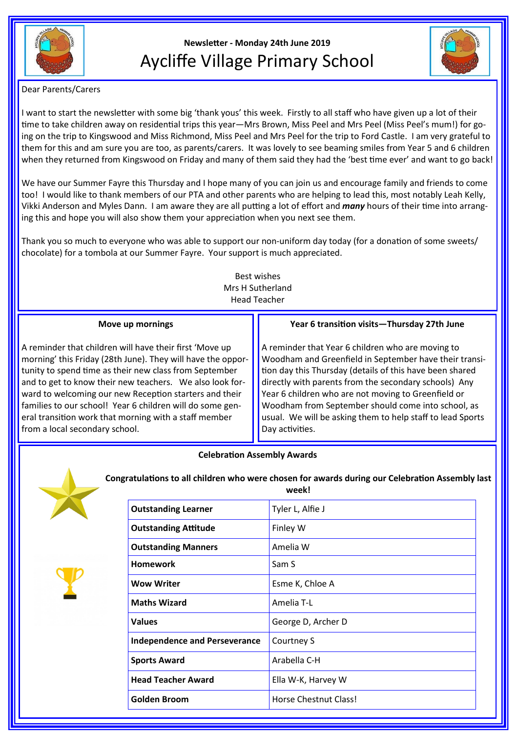Newsletter - Monday 24th June 2019

# Aycliffe Village Primary School

Dear Parents/Carers

I want to start the newsletter with some big 'thank yous' this week. Firstly to all staff who have given up a lot of their time to take children away on residential trips this year—Mrs Brown, Miss Peel and Mrs Peel (Miss Peel's mum!) for going on the trip to Kingswood and Miss Richmond, Miss Peel and Mrs Peel for the trip to Ford Castle. I am very grateful to them for this and am sure you are too, as parents/carers. It was lovely to see beaming smiles from Year 5 and 6 children when they returned from Kingswood on Friday and many of them said they had the 'best time ever' and want to go back!

We have our Summer Fayre this Thursday and I hope many of you can join us and encourage family and friends to come too! I would like to thank members of our PTA and other parents who are helping to lead this, most notably Leah Kelly, Vikki Anderson and Myles Dann. I am aware they are all putting a lot of effort and ***many*** hours of their time into arranging this and hope you will also show them your appreciation when you next see them.

Thank you so much to everyone who was able to support our non-uniform day today (for a donation of some sweets/chocolate) for a tombola at our Summer Fayre. Your support is much appreciated.

Best wishes
Mrs H Sutherland
Head Teacher

### Move up mornings

A reminder that children will have their first 'Move up morning' this Friday (28th June). They will have the opportunity to spend time as their new class from September and to get to know their new teachers. We also look forward to welcoming our new Reception starters and their families to our school! Year 6 children will do some general transition work that morning with a staff member from a local secondary school.

### Year 6 transition visits—Thursday 27th June

A reminder that Year 6 children who are moving to Woodham and Greenfield in September have their transition day this Thursday (details of this have been shared directly with parents from the secondary schools) Any Year 6 children who are not moving to Greenfield or Woodham from September should come into school, as usual. We will be asking them to help staff to lead Sports Day activities.

### Celebration Assembly Awards

**Congratulations to all children who were chosen for awards during our Celebration Assembly last week!**

| Award | Recipients |
|---|---|
| **Outstanding Learner** | Tyler L, Alfie J |
| **Outstanding Attitude** | Finley W |
| **Outstanding Manners** | Amelia W |
| **Homework** | Sam S |
| **Wow Writer** | Esme K, Chloe A |
| **Maths Wizard** | Amelia T-L |
| **Values** | George D, Archer D |
| **Independence and Perseverance** | Courtney S |
| **Sports Award** | Arabella C-H |
| **Head Teacher Award** | Ella W-K, Harvey W |
| **Golden Broom** | Horse Chestnut Class! |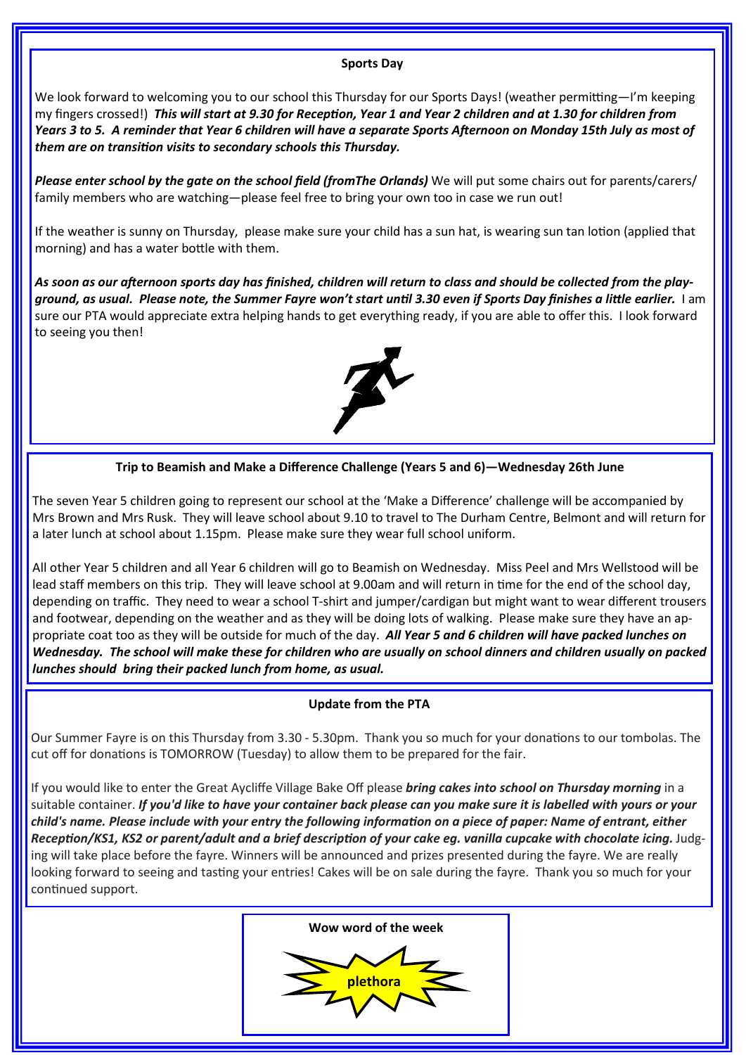## Sports Day

We look forward to welcoming you to our school this Thursday for our Sports Days! (weather permitting—I'm keeping my fingers crossed!) ***This will start at 9.30 for Reception, Year 1 and Year 2 children and at 1.30 for children from Years 3 to 5. A reminder that Year 6 children will have a separate Sports Afternoon on Monday 15th July as most of them are on transition visits to secondary schools this Thursday.***

***Please enter school by the gate on the school field (fromThe Orlands)*** We will put some chairs out for parents/carers/ family members who are watching—please feel free to bring your own too in case we run out!

If the weather is sunny on Thursday, please make sure your child has a sun hat, is wearing sun tan lotion (applied that morning) and has a water bottle with them.

***As soon as our afternoon sports day has finished, children will return to class and should be collected from the playground, as usual. Please note, the Summer Fayre won't start until 3.30 even if Sports Day finishes a little earlier.*** I am sure our PTA would appreciate extra helping hands to get everything ready, if you are able to offer this. I look forward to seeing you then!

## Trip to Beamish and Make a Difference Challenge (Years 5 and 6)—Wednesday 26th June

The seven Year 5 children going to represent our school at the 'Make a Difference' challenge will be accompanied by Mrs Brown and Mrs Rusk. They will leave school about 9.10 to travel to The Durham Centre, Belmont and will return for a later lunch at school about 1.15pm. Please make sure they wear full school uniform.

All other Year 5 children and all Year 6 children will go to Beamish on Wednesday. Miss Peel and Mrs Wellstood will be lead staff members on this trip. They will leave school at 9.00am and will return in time for the end of the school day, depending on traffic. They need to wear a school T-shirt and jumper/cardigan but might want to wear different trousers and footwear, depending on the weather and as they will be doing lots of walking. Please make sure they have an appropriate coat too as they will be outside for much of the day. ***All Year 5 and 6 children will have packed lunches on Wednesday. The school will make these for children who are usually on school dinners and children usually on packed lunches should bring their packed lunch from home, as usual.***

## Update from the PTA

Our Summer Fayre is on this Thursday from 3.30 - 5.30pm. Thank you so much for your donations to our tombolas. The cut off for donations is TOMORROW (Tuesday) to allow them to be prepared for the fair.

If you would like to enter the Great Aycliffe Village Bake Off please ***bring cakes into school on Thursday morning*** in a suitable container. ***If you'd like to have your container back please can you make sure it is labelled with yours or your child's name. Please include with your entry the following information on a piece of paper: Name of entrant, either Reception/KS1, KS2 or parent/adult and a brief description of your cake eg. vanilla cupcake with chocolate icing.*** Judging will take place before the fayre. Winners will be announced and prizes presented during the fayre. We are really looking forward to seeing and tasting your entries! Cakes will be on sale during the fayre. Thank you so much for your continued support.

## Wow word of the week

**plethora**